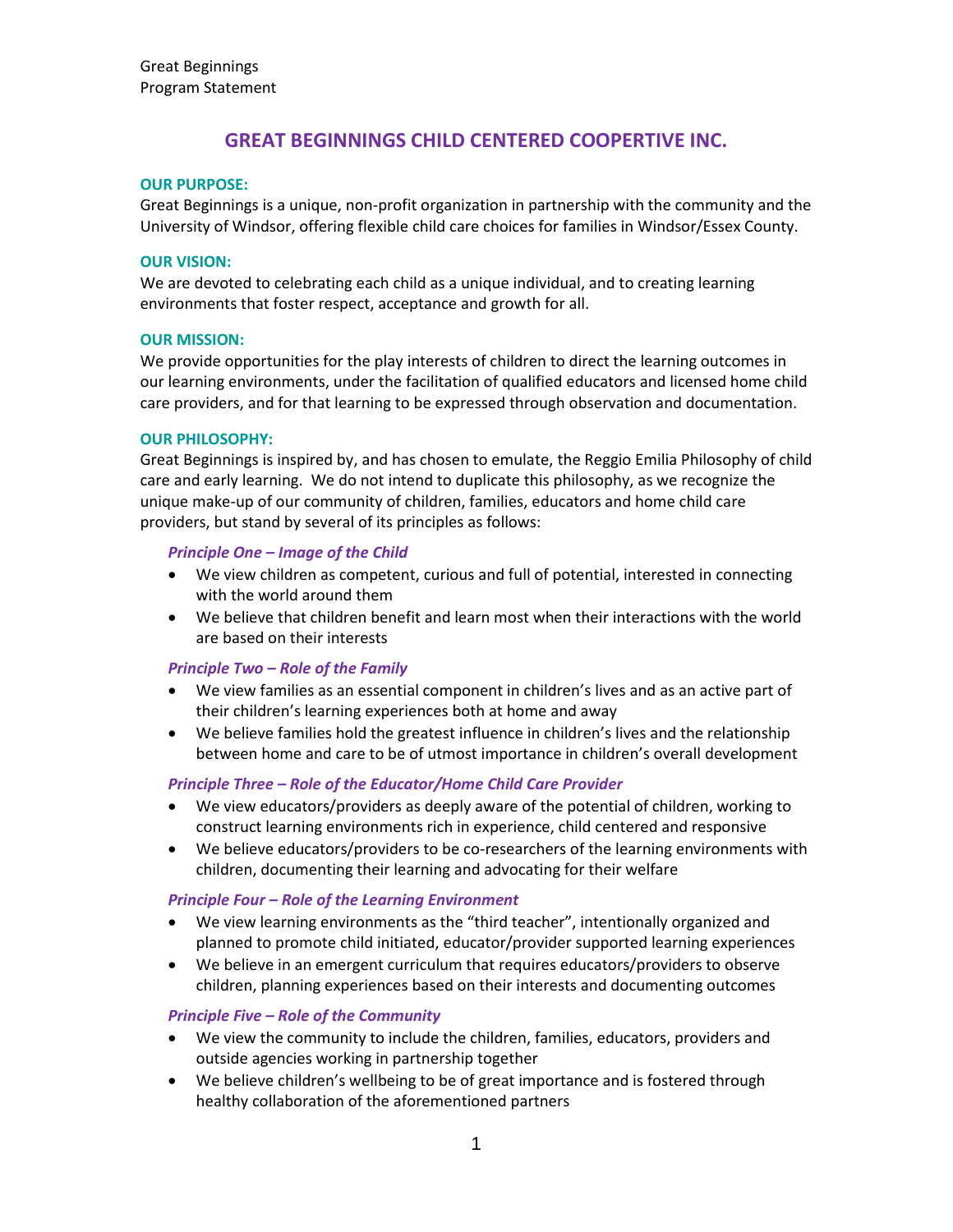Great Beginnings
Program Statement

# GREAT BEGINNINGS CHILD CENTERED COOPERTIVE INC.

## OUR PURPOSE:

Great Beginnings is a unique, non-profit organization in partnership with the community and the University of Windsor, offering flexible child care choices for families in Windsor/Essex County.

## OUR VISION:

We are devoted to celebrating each child as a unique individual, and to creating learning environments that foster respect, acceptance and growth for all.

## OUR MISSION:

We provide opportunities for the play interests of children to direct the learning outcomes in our learning environments, under the facilitation of qualified educators and licensed home child care providers, and for that learning to be expressed through observation and documentation.

## OUR PHILOSOPHY:

Great Beginnings is inspired by, and has chosen to emulate, the Reggio Emilia Philosophy of child care and early learning. We do not intend to duplicate this philosophy, as we recognize the unique make-up of our community of children, families, educators and home child care providers, but stand by several of its principles as follows:

### *Principle One – Image of the Child*

- We view children as competent, curious and full of potential, interested in connecting with the world around them
- We believe that children benefit and learn most when their interactions with the world are based on their interests

### *Principle Two – Role of the Family*

- We view families as an essential component in children's lives and as an active part of their children's learning experiences both at home and away
- We believe families hold the greatest influence in children's lives and the relationship between home and care to be of utmost importance in children's overall development

### *Principle Three – Role of the Educator/Home Child Care Provider*

- We view educators/providers as deeply aware of the potential of children, working to construct learning environments rich in experience, child centered and responsive
- We believe educators/providers to be co-researchers of the learning environments with children, documenting their learning and advocating for their welfare

### *Principle Four – Role of the Learning Environment*

- We view learning environments as the "third teacher", intentionally organized and planned to promote child initiated, educator/provider supported learning experiences
- We believe in an emergent curriculum that requires educators/providers to observe children, planning experiences based on their interests and documenting outcomes

### *Principle Five – Role of the Community*

- We view the community to include the children, families, educators, providers and outside agencies working in partnership together
- We believe children's wellbeing to be of great importance and is fostered through healthy collaboration of the aforementioned partners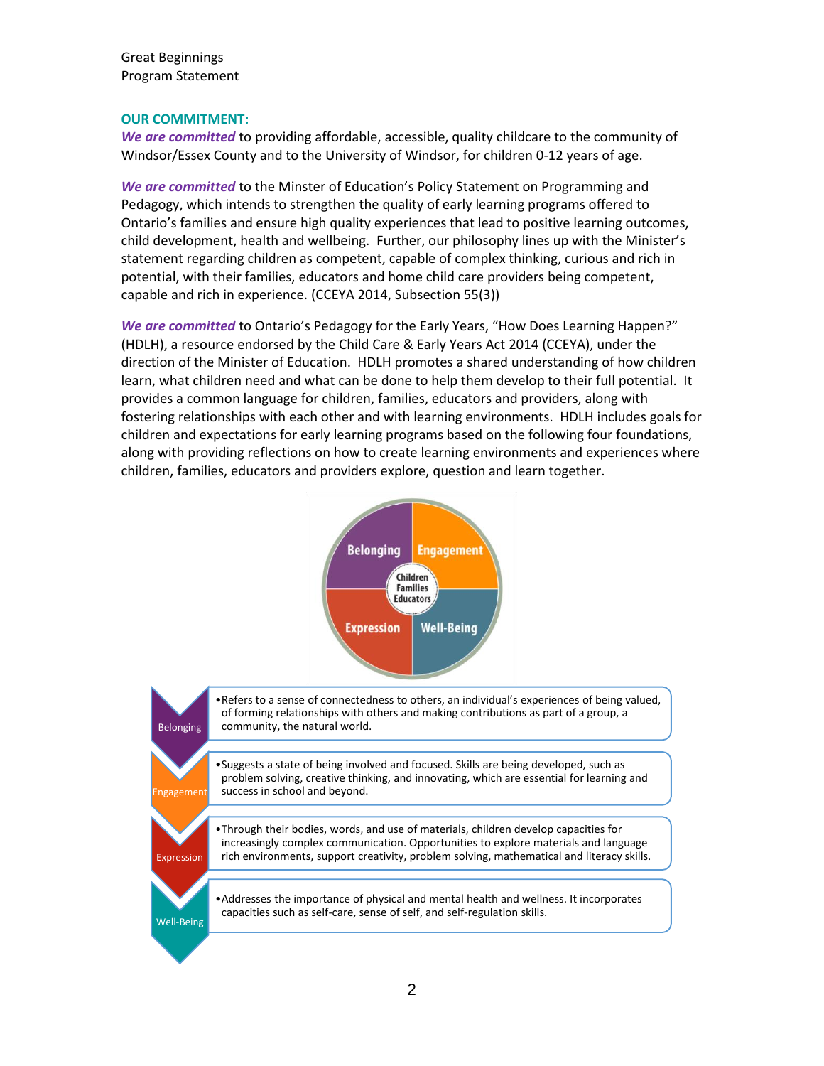Great Beginnings
Program Statement

## OUR COMMITMENT:

***We are committed*** to providing affordable, accessible, quality childcare to the community of Windsor/Essex County and to the University of Windsor, for children 0-12 years of age.

***We are committed*** to the Minster of Education's Policy Statement on Programming and Pedagogy, which intends to strengthen the quality of early learning programs offered to Ontario's families and ensure high quality experiences that lead to positive learning outcomes, child development, health and wellbeing. Further, our philosophy lines up with the Minister's statement regarding children as competent, capable of complex thinking, curious and rich in potential, with their families, educators and home child care providers being competent, capable and rich in experience. (CCEYA 2014, Subsection 55(3))

***We are committed*** to Ontario's Pedagogy for the Early Years, "How Does Learning Happen?" (HDLH), a resource endorsed by the Child Care & Early Years Act 2014 (CCEYA), under the direction of the Minister of Education. HDLH promotes a shared understanding of how children learn, what children need and what can be done to help them develop to their full potential. It provides a common language for children, families, educators and providers, along with fostering relationships with each other and with learning environments. HDLH includes goals for children and expectations for early learning programs based on the following four foundations, along with providing reflections on how to create learning environments and experiences where children, families, educators and providers explore, question and learn together.

Belonging | Engagement | Expression | Well-Being — Children, Families, Educators

- **Belonging**
  - Refers to a sense of connectedness to others, an individual's experiences of being valued, of forming relationships with others and making contributions as part of a group, a community, the natural world.
- **Engagement**
  - Suggests a state of being involved and focused. Skills are being developed, such as problem solving, creative thinking, and innovating, which are essential for learning and success in school and beyond.
- **Expression**
  - Through their bodies, words, and use of materials, children develop capacities for increasingly complex communication. Opportunities to explore materials and language rich environments, support creativity, problem solving, mathematical and literacy skills.
- **Well-Being**
  - Addresses the importance of physical and mental health and wellness. It incorporates capacities such as self-care, sense of self, and self-regulation skills.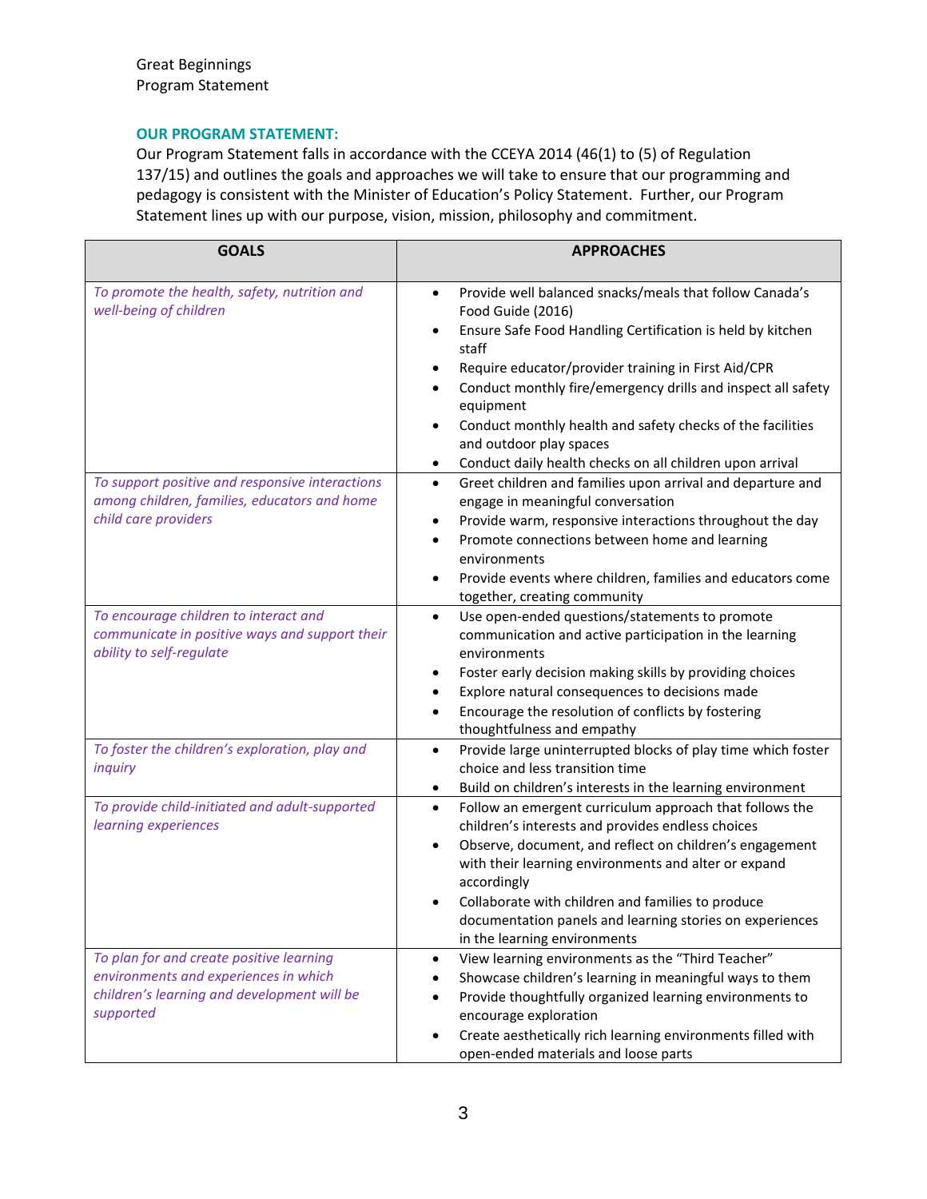Great Beginnings
Program Statement

## OUR PROGRAM STATEMENT:

Our Program Statement falls in accordance with the CCEYA 2014 (46(1) to (5) of Regulation 137/15) and outlines the goals and approaches we will take to ensure that our programming and pedagogy is consistent with the Minister of Education's Policy Statement. Further, our Program Statement lines up with our purpose, vision, mission, philosophy and commitment.

| GOALS | APPROACHES |
|---|---|
| *To promote the health, safety, nutrition and well-being of children* | • Provide well balanced snacks/meals that follow Canada's Food Guide (2016)<br>• Ensure Safe Food Handling Certification is held by kitchen staff<br>• Require educator/provider training in First Aid/CPR<br>• Conduct monthly fire/emergency drills and inspect all safety equipment<br>• Conduct monthly health and safety checks of the facilities and outdoor play spaces<br>• Conduct daily health checks on all children upon arrival |
| *To support positive and responsive interactions among children, families, educators and home child care providers* | • Greet children and families upon arrival and departure and engage in meaningful conversation<br>• Provide warm, responsive interactions throughout the day<br>• Promote connections between home and learning environments<br>• Provide events where children, families and educators come together, creating community |
| *To encourage children to interact and communicate in positive ways and support their ability to self-regulate* | • Use open-ended questions/statements to promote communication and active participation in the learning environments<br>• Foster early decision making skills by providing choices<br>• Explore natural consequences to decisions made<br>• Encourage the resolution of conflicts by fostering thoughtfulness and empathy |
| *To foster the children's exploration, play and inquiry* | • Provide large uninterrupted blocks of play time which foster choice and less transition time<br>• Build on children's interests in the learning environment |
| *To provide child-initiated and adult-supported learning experiences* | • Follow an emergent curriculum approach that follows the children's interests and provides endless choices<br>• Observe, document, and reflect on children's engagement with their learning environments and alter or expand accordingly<br>• Collaborate with children and families to produce documentation panels and learning stories on experiences in the learning environments |
| *To plan for and create positive learning environments and experiences in which children's learning and development will be supported* | • View learning environments as the "Third Teacher"<br>• Showcase children's learning in meaningful ways to them<br>• Provide thoughtfully organized learning environments to encourage exploration<br>• Create aesthetically rich learning environments filled with open-ended materials and loose parts |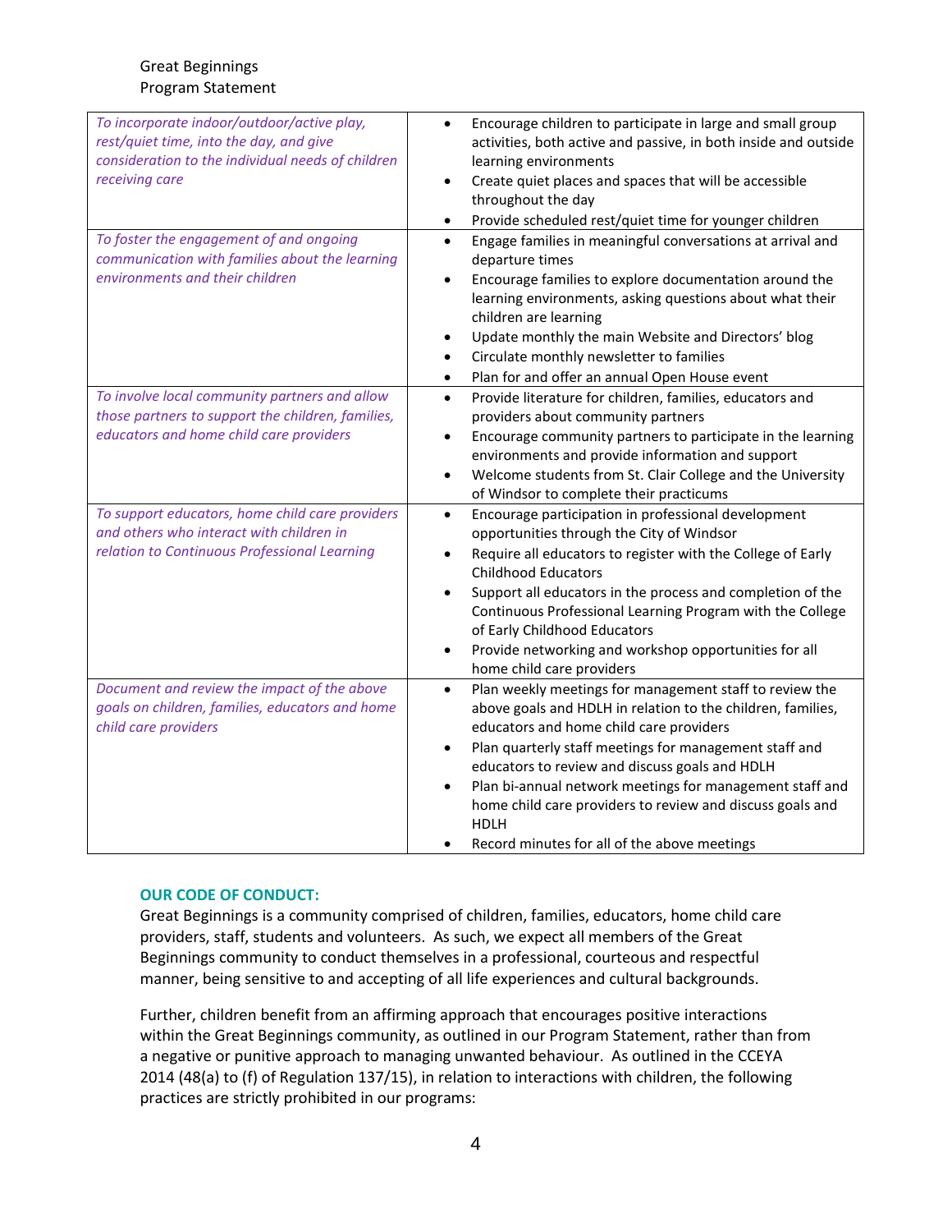| | |
|---|---|
| *To incorporate indoor/outdoor/active play, rest/quiet time, into the day, and give consideration to the individual needs of children receiving care* | • Encourage children to participate in large and small group activities, both active and passive, in both inside and outside learning environments<br>• Create quiet places and spaces that will be accessible throughout the day<br>• Provide scheduled rest/quiet time for younger children |
| *To foster the engagement of and ongoing communication with families about the learning environments and their children* | • Engage families in meaningful conversations at arrival and departure times<br>• Encourage families to explore documentation around the learning environments, asking questions about what their children are learning<br>• Update monthly the main Website and Directors' blog<br>• Circulate monthly newsletter to families<br>• Plan for and offer an annual Open House event |
| *To involve local community partners and allow those partners to support the children, families, educators and home child care providers* | • Provide literature for children, families, educators and providers about community partners<br>• Encourage community partners to participate in the learning environments and provide information and support<br>• Welcome students from St. Clair College and the University of Windsor to complete their practicums |
| *To support educators, home child care providers and others who interact with children in relation to Continuous Professional Learning* | • Encourage participation in professional development opportunities through the City of Windsor<br>• Require all educators to register with the College of Early Childhood Educators<br>• Support all educators in the process and completion of the Continuous Professional Learning Program with the College of Early Childhood Educators<br>• Provide networking and workshop opportunities for all home child care providers |
| *Document and review the impact of the above goals on children, families, educators and home child care providers* | • Plan weekly meetings for management staff to review the above goals and HDLH in relation to the children, families, educators and home child care providers<br>• Plan quarterly staff meetings for management staff and educators to review and discuss goals and HDLH<br>• Plan bi-annual network meetings for management staff and home child care providers to review and discuss goals and HDLH<br>• Record minutes for all of the above meetings |

## OUR CODE OF CONDUCT:

Great Beginnings is a community comprised of children, families, educators, home child care providers, staff, students and volunteers. As such, we expect all members of the Great Beginnings community to conduct themselves in a professional, courteous and respectful manner, being sensitive to and accepting of all life experiences and cultural backgrounds.

Further, children benefit from an affirming approach that encourages positive interactions within the Great Beginnings community, as outlined in our Program Statement, rather than from a negative or punitive approach to managing unwanted behaviour. As outlined in the CCEYA 2014 (48(a) to (f) of Regulation 137/15), in relation to interactions with children, the following practices are strictly prohibited in our programs: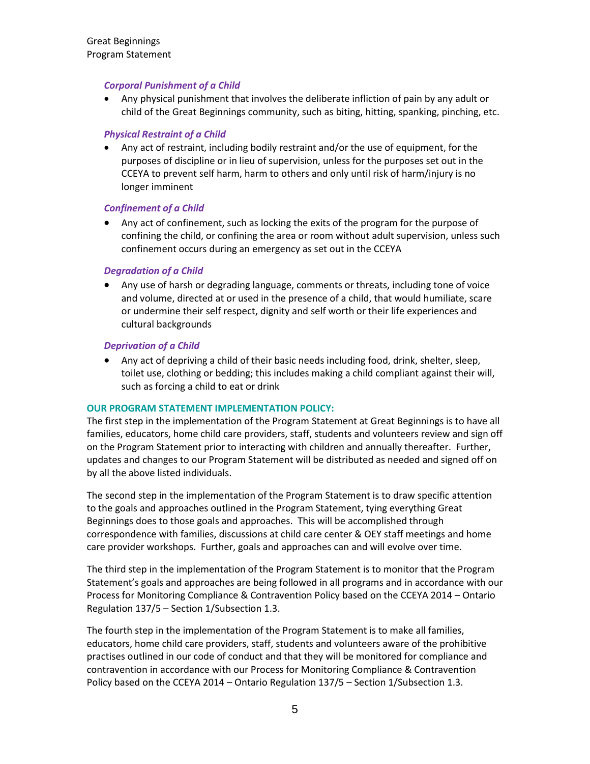### *Corporal Punishment of a Child*

- Any physical punishment that involves the deliberate infliction of pain by any adult or child of the Great Beginnings community, such as biting, hitting, spanking, pinching, etc.

### *Physical Restraint of a Child*

- Any act of restraint, including bodily restraint and/or the use of equipment, for the purposes of discipline or in lieu of supervision, unless for the purposes set out in the CCEYA to prevent self harm, harm to others and only until risk of harm/injury is no longer imminent

### *Confinement of a Child*

- Any act of confinement, such as locking the exits of the program for the purpose of confining the child, or confining the area or room without adult supervision, unless such confinement occurs during an emergency as set out in the CCEYA

### *Degradation of a Child*

- Any use of harsh or degrading language, comments or threats, including tone of voice and volume, directed at or used in the presence of a child, that would humiliate, scare or undermine their self respect, dignity and self worth or their life experiences and cultural backgrounds

### *Deprivation of a Child*

- Any act of depriving a child of their basic needs including food, drink, shelter, sleep, toilet use, clothing or bedding; this includes making a child compliant against their will, such as forcing a child to eat or drink

## OUR PROGRAM STATEMENT IMPLEMENTATION POLICY:

The first step in the implementation of the Program Statement at Great Beginnings is to have all families, educators, home child care providers, staff, students and volunteers review and sign off on the Program Statement prior to interacting with children and annually thereafter. Further, updates and changes to our Program Statement will be distributed as needed and signed off on by all the above listed individuals.

The second step in the implementation of the Program Statement is to draw specific attention to the goals and approaches outlined in the Program Statement, tying everything Great Beginnings does to those goals and approaches. This will be accomplished through correspondence with families, discussions at child care center & OEY staff meetings and home care provider workshops. Further, goals and approaches can and will evolve over time.

The third step in the implementation of the Program Statement is to monitor that the Program Statement's goals and approaches are being followed in all programs and in accordance with our Process for Monitoring Compliance & Contravention Policy based on the CCEYA 2014 – Ontario Regulation 137/5 – Section 1/Subsection 1.3.

The fourth step in the implementation of the Program Statement is to make all families, educators, home child care providers, staff, students and volunteers aware of the prohibitive practises outlined in our code of conduct and that they will be monitored for compliance and contravention in accordance with our Process for Monitoring Compliance & Contravention Policy based on the CCEYA 2014 – Ontario Regulation 137/5 – Section 1/Subsection 1.3.